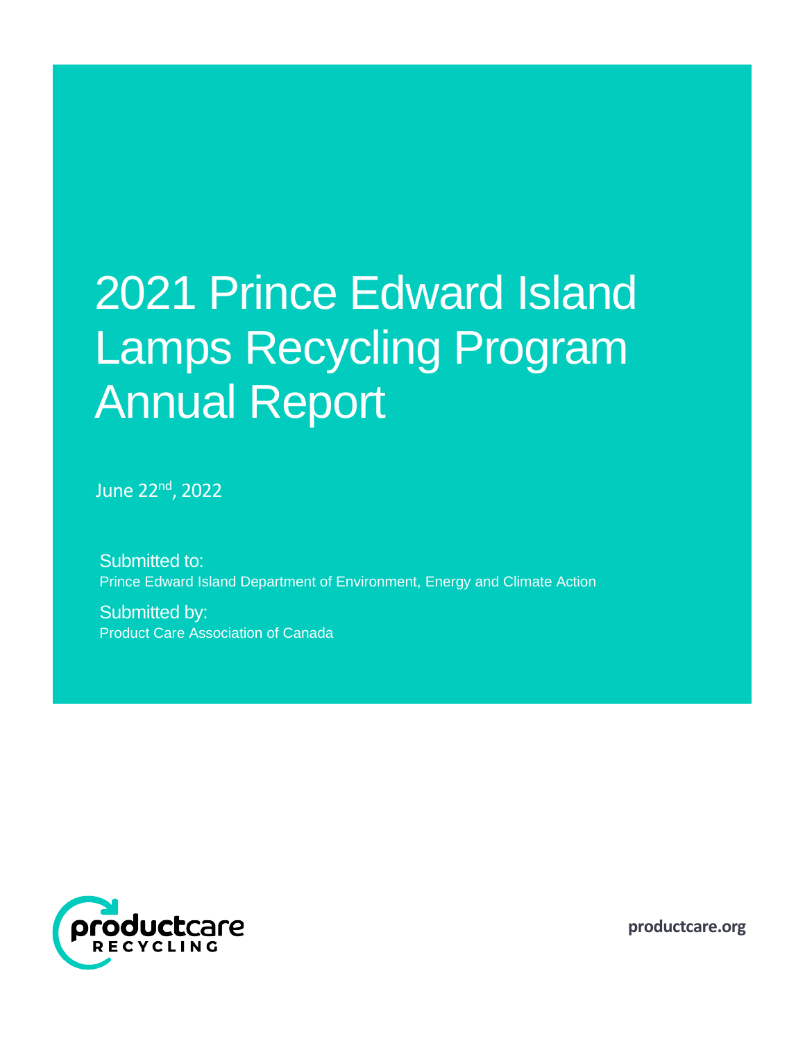# 2021 Prince Edward Island Lamps Recycling Program Annual Report

June 22nd, 2022

Submitted to:
Prince Edward Island Department of Environment, Energy and Climate Action

Submitted by:
Product Care Association of Canada

productcare RECYCLING

productcare.org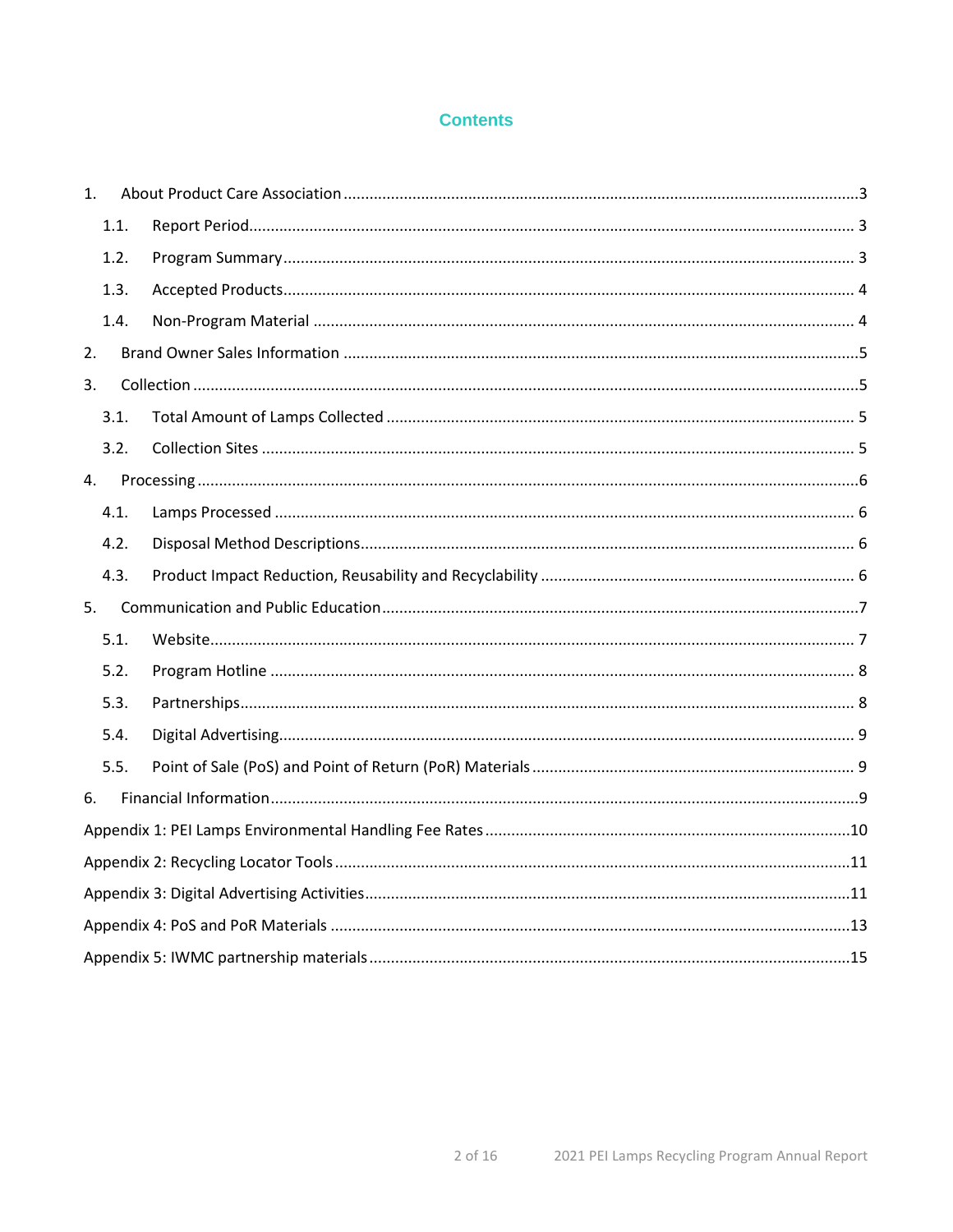# Contents

1. About Product Care Association ..... 3
   - 1.1. Report Period ..... 3
   - 1.2. Program Summary ..... 3
   - 1.3. Accepted Products ..... 4
   - 1.4. Non-Program Material ..... 4
2. Brand Owner Sales Information ..... 5
3. Collection ..... 5
   - 3.1. Total Amount of Lamps Collected ..... 5
   - 3.2. Collection Sites ..... 5
4. Processing ..... 6
   - 4.1. Lamps Processed ..... 6
   - 4.2. Disposal Method Descriptions ..... 6
   - 4.3. Product Impact Reduction, Reusability and Recyclability ..... 6
5. Communication and Public Education ..... 7
   - 5.1. Website ..... 7
   - 5.2. Program Hotline ..... 8
   - 5.3. Partnerships ..... 8
   - 5.4. Digital Advertising ..... 9
   - 5.5. Point of Sale (PoS) and Point of Return (PoR) Materials ..... 9
6. Financial Information ..... 9

Appendix 1: PEI Lamps Environmental Handling Fee Rates ..... 10

Appendix 2: Recycling Locator Tools ..... 11

Appendix 3: Digital Advertising Activities ..... 11

Appendix 4: PoS and PoR Materials ..... 13

Appendix 5: IWMC partnership materials ..... 15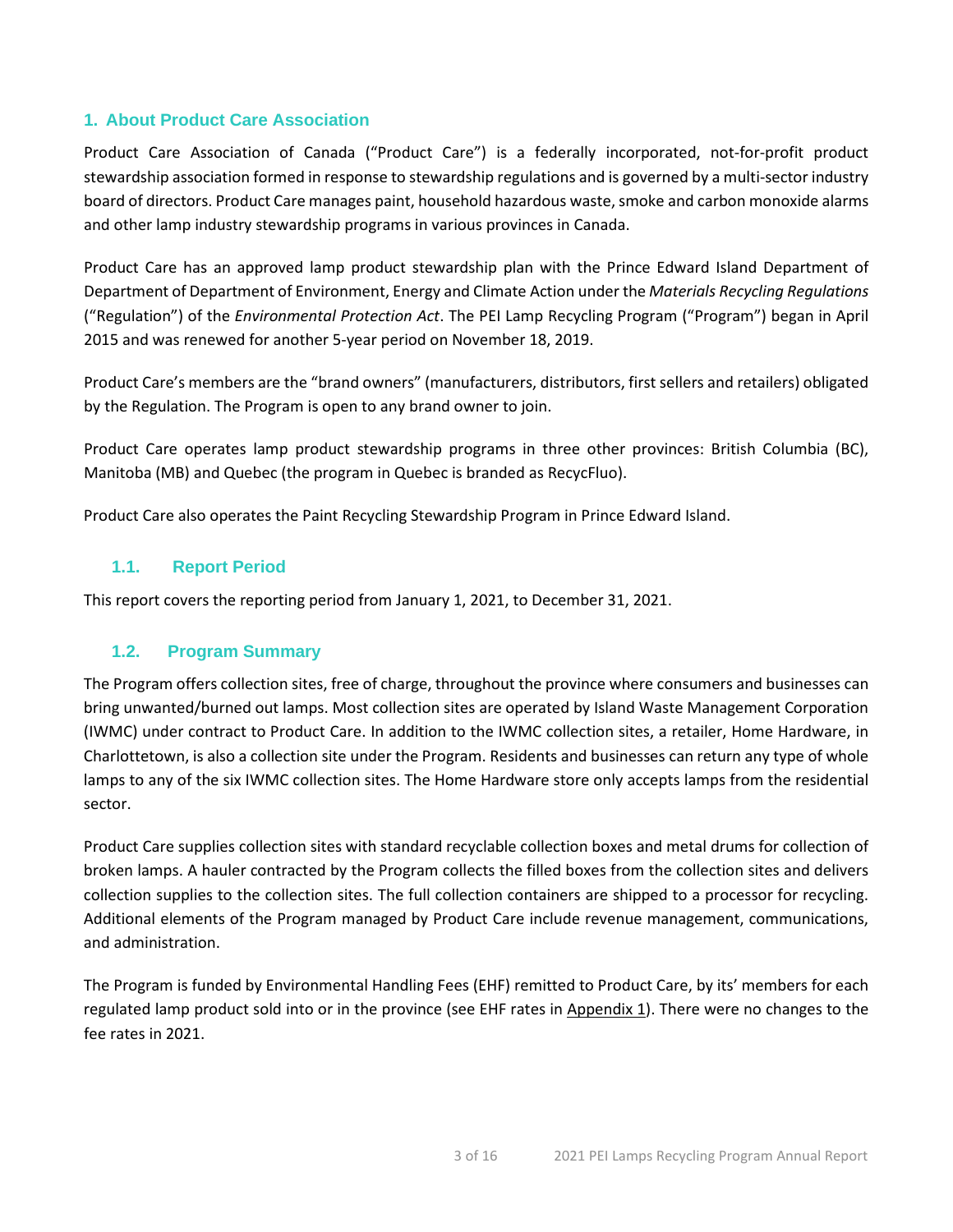## 1. About Product Care Association

Product Care Association of Canada ("Product Care") is a federally incorporated, not-for-profit product stewardship association formed in response to stewardship regulations and is governed by a multi-sector industry board of directors. Product Care manages paint, household hazardous waste, smoke and carbon monoxide alarms and other lamp industry stewardship programs in various provinces in Canada.

Product Care has an approved lamp product stewardship plan with the Prince Edward Island Department of Department of Department of Environment, Energy and Climate Action under the *Materials Recycling Regulations* ("Regulation") of the *Environmental Protection Act*. The PEI Lamp Recycling Program ("Program") began in April 2015 and was renewed for another 5-year period on November 18, 2019.

Product Care's members are the "brand owners" (manufacturers, distributors, first sellers and retailers) obligated by the Regulation. The Program is open to any brand owner to join.

Product Care operates lamp product stewardship programs in three other provinces: British Columbia (BC), Manitoba (MB) and Quebec (the program in Quebec is branded as RecycFluo).

Product Care also operates the Paint Recycling Stewardship Program in Prince Edward Island.

### 1.1. Report Period

This report covers the reporting period from January 1, 2021, to December 31, 2021.

### 1.2. Program Summary

The Program offers collection sites, free of charge, throughout the province where consumers and businesses can bring unwanted/burned out lamps. Most collection sites are operated by Island Waste Management Corporation (IWMC) under contract to Product Care. In addition to the IWMC collection sites, a retailer, Home Hardware, in Charlottetown, is also a collection site under the Program. Residents and businesses can return any type of whole lamps to any of the six IWMC collection sites. The Home Hardware store only accepts lamps from the residential sector.

Product Care supplies collection sites with standard recyclable collection boxes and metal drums for collection of broken lamps. A hauler contracted by the Program collects the filled boxes from the collection sites and delivers collection supplies to the collection sites. The full collection containers are shipped to a processor for recycling. Additional elements of the Program managed by Product Care include revenue management, communications, and administration.

The Program is funded by Environmental Handling Fees (EHF) remitted to Product Care, by its' members for each regulated lamp product sold into or in the province (see EHF rates in Appendix 1). There were no changes to the fee rates in 2021.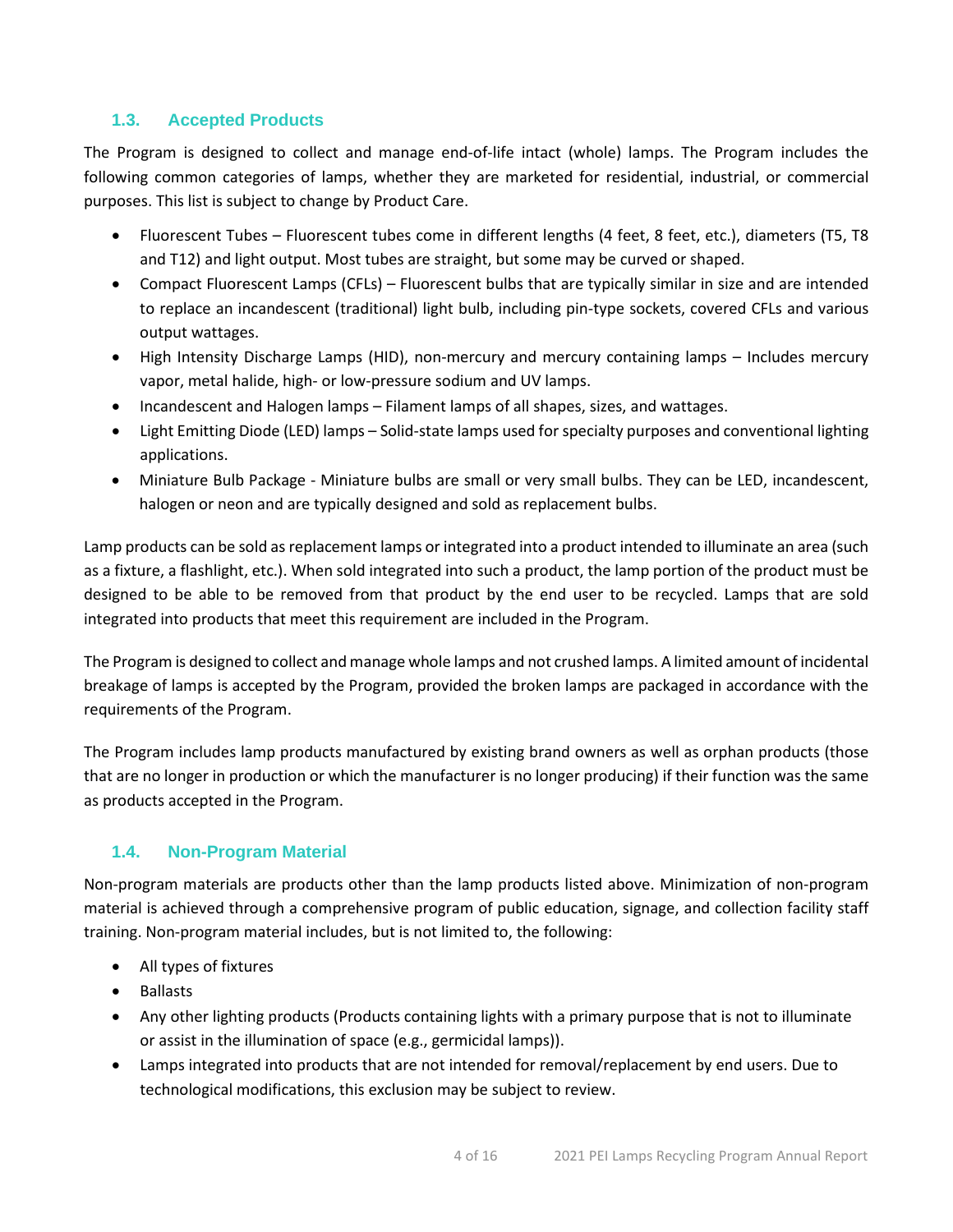## 1.3. Accepted Products

The Program is designed to collect and manage end-of-life intact (whole) lamps. The Program includes the following common categories of lamps, whether they are marketed for residential, industrial, or commercial purposes. This list is subject to change by Product Care.

- Fluorescent Tubes – Fluorescent tubes come in different lengths (4 feet, 8 feet, etc.), diameters (T5, T8 and T12) and light output. Most tubes are straight, but some may be curved or shaped.
- Compact Fluorescent Lamps (CFLs) – Fluorescent bulbs that are typically similar in size and are intended to replace an incandescent (traditional) light bulb, including pin-type sockets, covered CFLs and various output wattages.
- High Intensity Discharge Lamps (HID), non-mercury and mercury containing lamps – Includes mercury vapor, metal halide, high- or low-pressure sodium and UV lamps.
- Incandescent and Halogen lamps – Filament lamps of all shapes, sizes, and wattages.
- Light Emitting Diode (LED) lamps – Solid-state lamps used for specialty purposes and conventional lighting applications.
- Miniature Bulb Package - Miniature bulbs are small or very small bulbs. They can be LED, incandescent, halogen or neon and are typically designed and sold as replacement bulbs.

Lamp products can be sold as replacement lamps or integrated into a product intended to illuminate an area (such as a fixture, a flashlight, etc.). When sold integrated into such a product, the lamp portion of the product must be designed to be able to be removed from that product by the end user to be recycled. Lamps that are sold integrated into products that meet this requirement are included in the Program.

The Program is designed to collect and manage whole lamps and not crushed lamps. A limited amount of incidental breakage of lamps is accepted by the Program, provided the broken lamps are packaged in accordance with the requirements of the Program.

The Program includes lamp products manufactured by existing brand owners as well as orphan products (those that are no longer in production or which the manufacturer is no longer producing) if their function was the same as products accepted in the Program.

## 1.4. Non-Program Material

Non-program materials are products other than the lamp products listed above. Minimization of non-program material is achieved through a comprehensive program of public education, signage, and collection facility staff training. Non-program material includes, but is not limited to, the following:

- All types of fixtures
- Ballasts
- Any other lighting products (Products containing lights with a primary purpose that is not to illuminate or assist in the illumination of space (e.g., germicidal lamps)).
- Lamps integrated into products that are not intended for removal/replacement by end users. Due to technological modifications, this exclusion may be subject to review.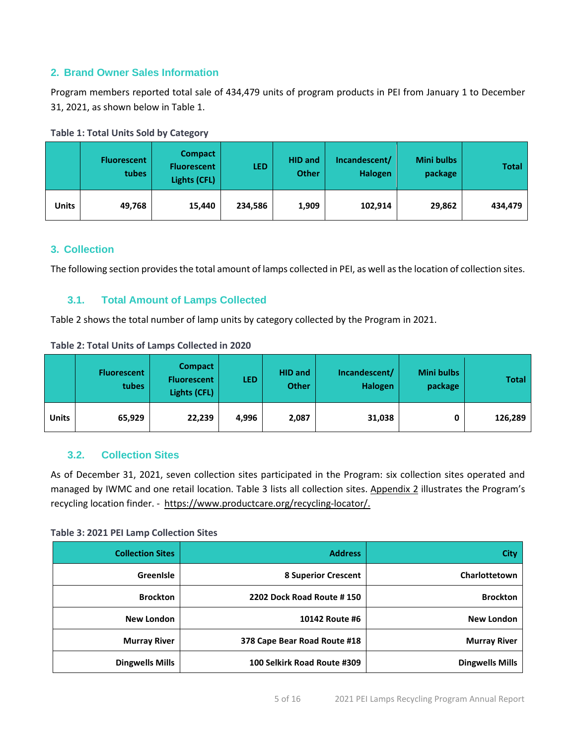## 2. Brand Owner Sales Information

Program members reported total sale of 434,479 units of program products in PEI from January 1 to December 31, 2021, as shown below in Table 1.

**Table 1: Total Units Sold by Category**

| | Fluorescent tubes | Compact Fluorescent Lights (CFL) | LED | HID and Other | Incandescent/ Halogen | Mini bulbs package | Total |
|---|---|---|---|---|---|---|---|
| **Units** | **49,768** | **15,440** | **234,586** | **1,909** | **102,914** | **29,862** | **434,479** |

## 3. Collection

The following section provides the total amount of lamps collected in PEI, as well as the location of collection sites.

### 3.1. Total Amount of Lamps Collected

Table 2 shows the total number of lamp units by category collected by the Program in 2021.

**Table 2: Total Units of Lamps Collected in 2020**

| | Fluorescent tubes | Compact Fluorescent Lights (CFL) | LED | HID and Other | Incandescent/ Halogen | Mini bulbs package | Total |
|---|---|---|---|---|---|---|---|
| **Units** | **65,929** | **22,239** | **4,996** | **2,087** | **31,038** | **0** | **126,289** |

### 3.2. Collection Sites

As of December 31, 2021, seven collection sites participated in the Program: six collection sites operated and managed by IWMC and one retail location. Table 3 lists all collection sites. Appendix 2 illustrates the Program's recycling location finder. - https://www.productcare.org/recycling-locator/.

**Table 3: 2021 PEI Lamp Collection Sites**

| Collection Sites | Address | City |
|---|---|---|
| **GreenIsle** | **8 Superior Crescent** | **Charlottetown** |
| **Brockton** | **2202 Dock Road Route # 150** | **Brockton** |
| **New London** | **10142 Route #6** | **New London** |
| **Murray River** | **378 Cape Bear Road Route #18** | **Murray River** |
| **Dingwells Mills** | **100 Selkirk Road Route #309** | **Dingwells Mills** |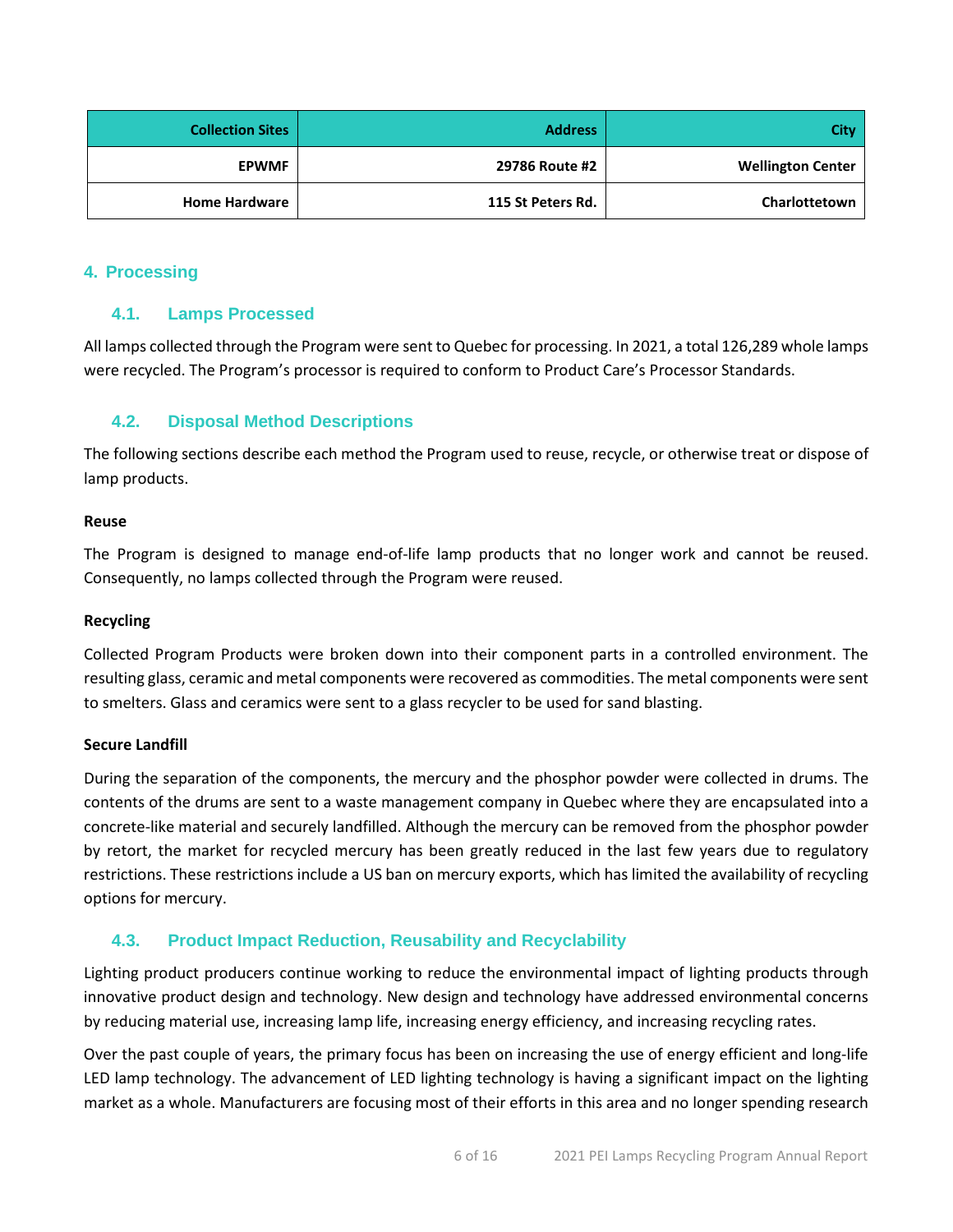| Collection Sites | Address | City |
|---|---|---|
| EPWMF | 29786 Route #2 | Wellington Center |
| Home Hardware | 115 St Peters Rd. | Charlottetown |

## 4. Processing

### 4.1. Lamps Processed

All lamps collected through the Program were sent to Quebec for processing. In 2021, a total 126,289 whole lamps were recycled. The Program's processor is required to conform to Product Care's Processor Standards.

### 4.2. Disposal Method Descriptions

The following sections describe each method the Program used to reuse, recycle, or otherwise treat or dispose of lamp products.

**Reuse**

The Program is designed to manage end-of-life lamp products that no longer work and cannot be reused. Consequently, no lamps collected through the Program were reused.

**Recycling**

Collected Program Products were broken down into their component parts in a controlled environment. The resulting glass, ceramic and metal components were recovered as commodities. The metal components were sent to smelters. Glass and ceramics were sent to a glass recycler to be used for sand blasting.

**Secure Landfill**

During the separation of the components, the mercury and the phosphor powder were collected in drums. The contents of the drums are sent to a waste management company in Quebec where they are encapsulated into a concrete-like material and securely landfilled. Although the mercury can be removed from the phosphor powder by retort, the market for recycled mercury has been greatly reduced in the last few years due to regulatory restrictions. These restrictions include a US ban on mercury exports, which has limited the availability of recycling options for mercury.

### 4.3. Product Impact Reduction, Reusability and Recyclability

Lighting product producers continue working to reduce the environmental impact of lighting products through innovative product design and technology. New design and technology have addressed environmental concerns by reducing material use, increasing lamp life, increasing energy efficiency, and increasing recycling rates.

Over the past couple of years, the primary focus has been on increasing the use of energy efficient and long-life LED lamp technology. The advancement of LED lighting technology is having a significant impact on the lighting market as a whole. Manufacturers are focusing most of their efforts in this area and no longer spending research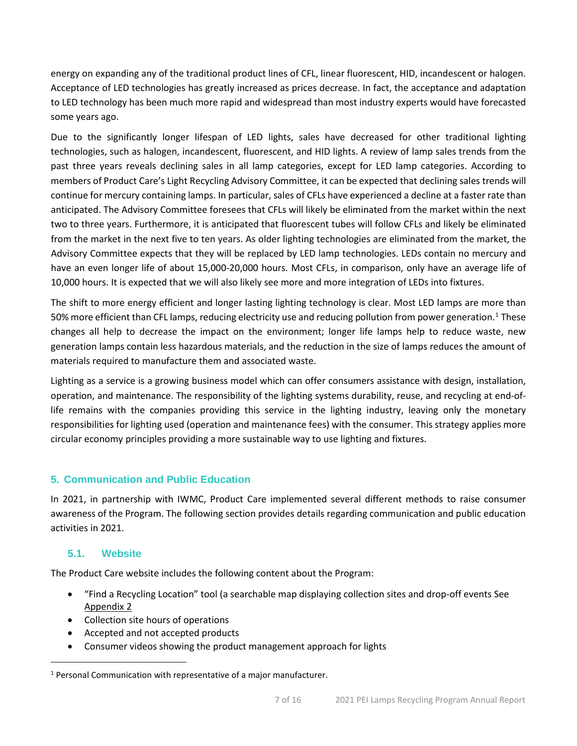energy on expanding any of the traditional product lines of CFL, linear fluorescent, HID, incandescent or halogen. Acceptance of LED technologies has greatly increased as prices decrease. In fact, the acceptance and adaptation to LED technology has been much more rapid and widespread than most industry experts would have forecasted some years ago.

Due to the significantly longer lifespan of LED lights, sales have decreased for other traditional lighting technologies, such as halogen, incandescent, fluorescent, and HID lights. A review of lamp sales trends from the past three years reveals declining sales in all lamp categories, except for LED lamp categories. According to members of Product Care's Light Recycling Advisory Committee, it can be expected that declining sales trends will continue for mercury containing lamps. In particular, sales of CFLs have experienced a decline at a faster rate than anticipated. The Advisory Committee foresees that CFLs will likely be eliminated from the market within the next two to three years. Furthermore, it is anticipated that fluorescent tubes will follow CFLs and likely be eliminated from the market in the next five to ten years. As older lighting technologies are eliminated from the market, the Advisory Committee expects that they will be replaced by LED lamp technologies. LEDs contain no mercury and have an even longer life of about 15,000-20,000 hours. Most CFLs, in comparison, only have an average life of 10,000 hours. It is expected that we will also likely see more and more integration of LEDs into fixtures.

The shift to more energy efficient and longer lasting lighting technology is clear. Most LED lamps are more than 50% more efficient than CFL lamps, reducing electricity use and reducing pollution from power generation.[1] These changes all help to decrease the impact on the environment; longer life lamps help to reduce waste, new generation lamps contain less hazardous materials, and the reduction in the size of lamps reduces the amount of materials required to manufacture them and associated waste.

Lighting as a service is a growing business model which can offer consumers assistance with design, installation, operation, and maintenance. The responsibility of the lighting systems durability, reuse, and recycling at end-of-life remains with the companies providing this service in the lighting industry, leaving only the monetary responsibilities for lighting used (operation and maintenance fees) with the consumer. This strategy applies more circular economy principles providing a more sustainable way to use lighting and fixtures.

## 5. Communication and Public Education

In 2021, in partnership with IWMC, Product Care implemented several different methods to raise consumer awareness of the Program. The following section provides details regarding communication and public education activities in 2021.

### 5.1. Website

The Product Care website includes the following content about the Program:

- "Find a Recycling Location" tool (a searchable map displaying collection sites and drop-off events See Appendix 2
- Collection site hours of operations
- Accepted and not accepted products
- Consumer videos showing the product management approach for lights

[1] Personal Communication with representative of a major manufacturer.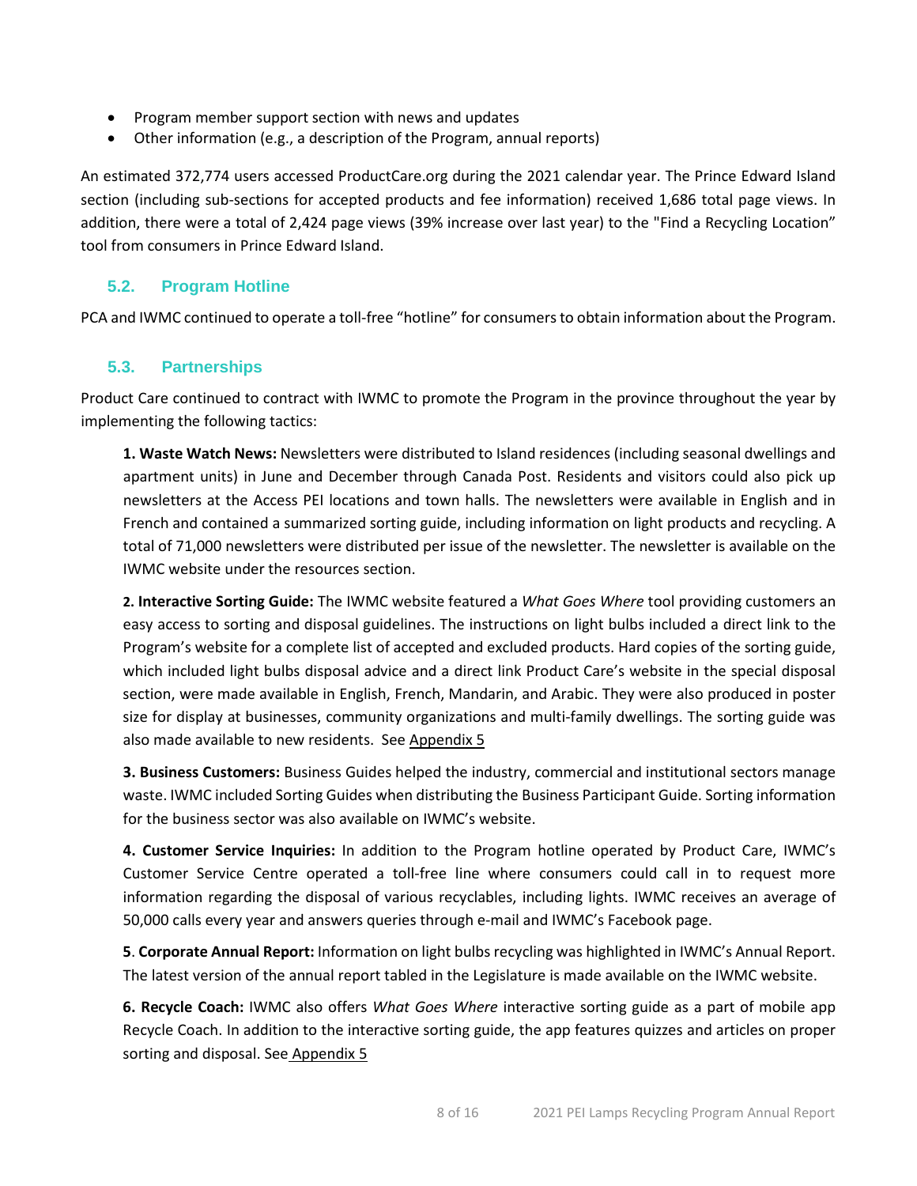- Program member support section with news and updates
- Other information (e.g., a description of the Program, annual reports)

An estimated 372,774 users accessed ProductCare.org during the 2021 calendar year. The Prince Edward Island section (including sub-sections for accepted products and fee information) received 1,686 total page views. In addition, there were a total of 2,424 page views (39% increase over last year) to the "Find a Recycling Location" tool from consumers in Prince Edward Island.

## 5.2. Program Hotline

PCA and IWMC continued to operate a toll-free "hotline" for consumers to obtain information about the Program.

## 5.3. Partnerships

Product Care continued to contract with IWMC to promote the Program in the province throughout the year by implementing the following tactics:

**1. Waste Watch News:** Newsletters were distributed to Island residences (including seasonal dwellings and apartment units) in June and December through Canada Post. Residents and visitors could also pick up newsletters at the Access PEI locations and town halls. The newsletters were available in English and in French and contained a summarized sorting guide, including information on light products and recycling. A total of 71,000 newsletters were distributed per issue of the newsletter. The newsletter is available on the IWMC website under the resources section.

**2. Interactive Sorting Guide:** The IWMC website featured a *What Goes Where* tool providing customers an easy access to sorting and disposal guidelines. The instructions on light bulbs included a direct link to the Program's website for a complete list of accepted and excluded products. Hard copies of the sorting guide, which included light bulbs disposal advice and a direct link Product Care's website in the special disposal section, were made available in English, French, Mandarin, and Arabic. They were also produced in poster size for display at businesses, community organizations and multi-family dwellings. The sorting guide was also made available to new residents. See Appendix 5

**3. Business Customers:** Business Guides helped the industry, commercial and institutional sectors manage waste. IWMC included Sorting Guides when distributing the Business Participant Guide. Sorting information for the business sector was also available on IWMC's website.

**4. Customer Service Inquiries:** In addition to the Program hotline operated by Product Care, IWMC's Customer Service Centre operated a toll-free line where consumers could call in to request more information regarding the disposal of various recyclables, including lights. IWMC receives an average of 50,000 calls every year and answers queries through e-mail and IWMC's Facebook page.

**5. Corporate Annual Report:** Information on light bulbs recycling was highlighted in IWMC's Annual Report. The latest version of the annual report tabled in the Legislature is made available on the IWMC website.

**6. Recycle Coach:** IWMC also offers *What Goes Where* interactive sorting guide as a part of mobile app Recycle Coach. In addition to the interactive sorting guide, the app features quizzes and articles on proper sorting and disposal. See Appendix 5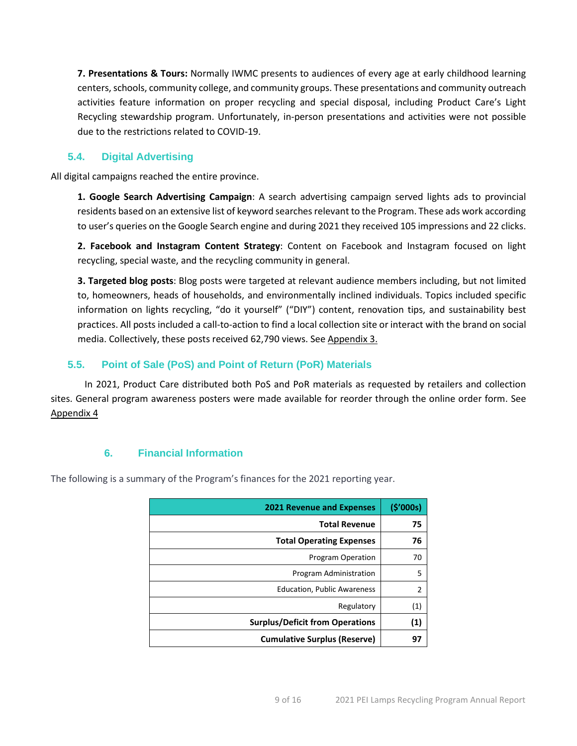**7. Presentations & Tours:** Normally IWMC presents to audiences of every age at early childhood learning centers, schools, community college, and community groups. These presentations and community outreach activities feature information on proper recycling and special disposal, including Product Care's Light Recycling stewardship program. Unfortunately, in-person presentations and activities were not possible due to the restrictions related to COVID-19.

### 5.4. Digital Advertising

All digital campaigns reached the entire province.

**1. Google Search Advertising Campaign**: A search advertising campaign served lights ads to provincial residents based on an extensive list of keyword searches relevant to the Program. These ads work according to user's queries on the Google Search engine and during 2021 they received 105 impressions and 22 clicks.

**2. Facebook and Instagram Content Strategy**: Content on Facebook and Instagram focused on light recycling, special waste, and the recycling community in general.

**3. Targeted blog posts**: Blog posts were targeted at relevant audience members including, but not limited to, homeowners, heads of households, and environmentally inclined individuals. Topics included specific information on lights recycling, "do it yourself" ("DIY") content, renovation tips, and sustainability best practices. All posts included a call-to-action to find a local collection site or interact with the brand on social media. Collectively, these posts received 62,790 views. See Appendix 3.

### 5.5. Point of Sale (PoS) and Point of Return (PoR) Materials

In 2021, Product Care distributed both PoS and PoR materials as requested by retailers and collection sites. General program awareness posters were made available for reorder through the online order form. See Appendix 4

## 6. Financial Information

The following is a summary of the Program's finances for the 2021 reporting year.

| 2021 Revenue and Expenses | ($'000s) |
|---:|---:|
| **Total Revenue** | **75** |
| **Total Operating Expenses** | **76** |
| Program Operation | 70 |
| Program Administration | 5 |
| Education, Public Awareness | 2 |
| Regulatory | (1) |
| **Surplus/Deficit from Operations** | **(1)** |
| **Cumulative Surplus (Reserve)** | **97** |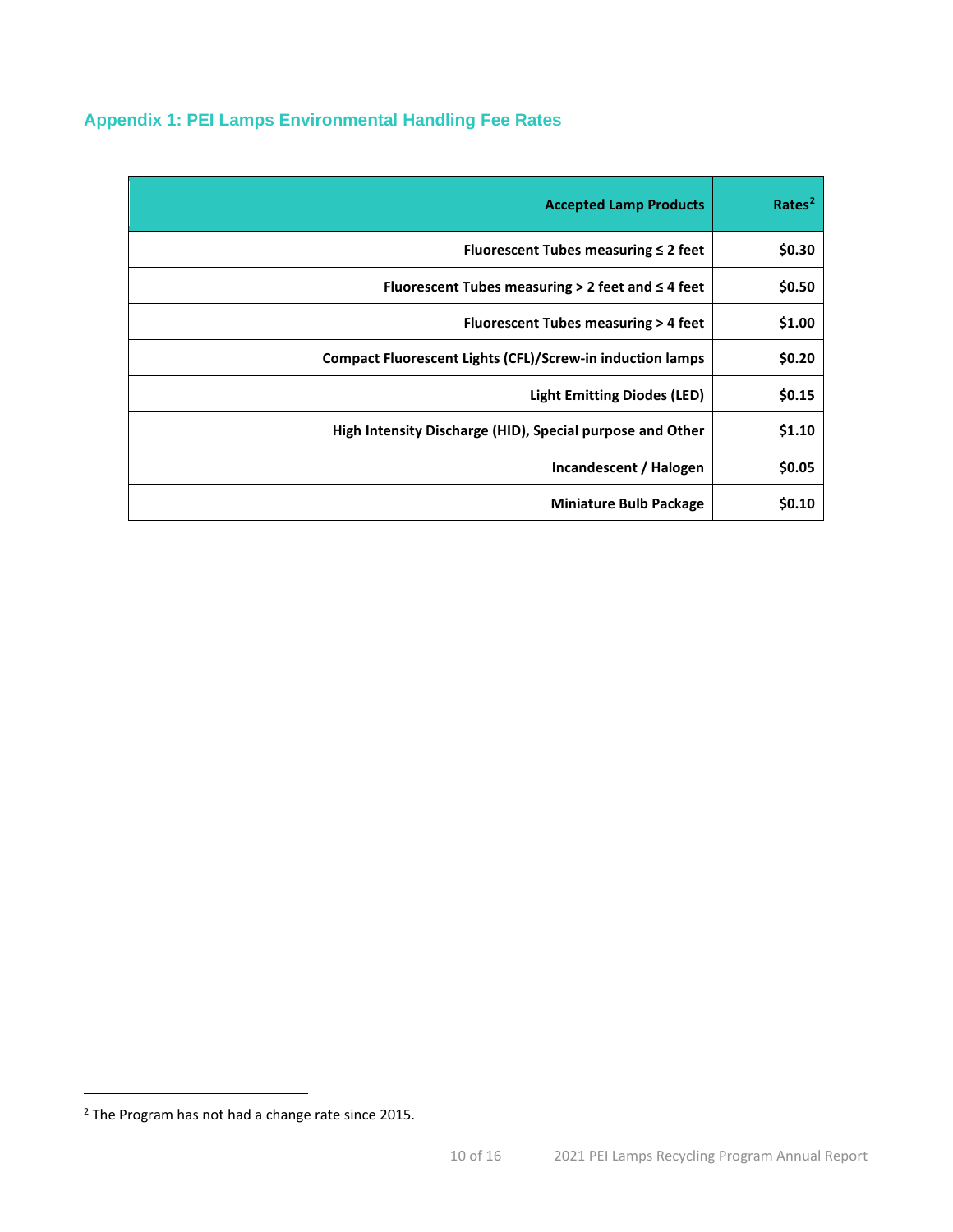## Appendix 1: PEI Lamps Environmental Handling Fee Rates

| Accepted Lamp Products | Rates[2] |
|---|---|
| Fluorescent Tubes measuring ≤ 2 feet | $0.30 |
| Fluorescent Tubes measuring > 2 feet and ≤ 4 feet | $0.50 |
| Fluorescent Tubes measuring > 4 feet | $1.00 |
| Compact Fluorescent Lights (CFL)/Screw-in induction lamps | $0.20 |
| Light Emitting Diodes (LED) | $0.15 |
| High Intensity Discharge (HID), Special purpose and Other | $1.10 |
| Incandescent / Halogen | $0.05 |
| Miniature Bulb Package | $0.10 |

[2] The Program has not had a change rate since 2015.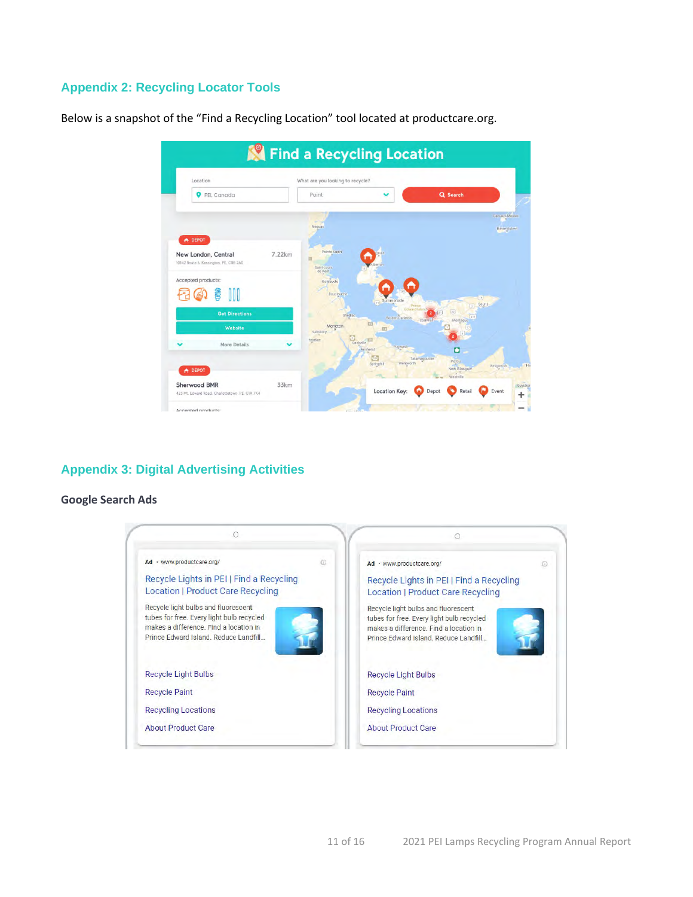## Appendix 2: Recycling Locator Tools

Below is a snapshot of the "Find a Recycling Location" tool located at productcare.org.

## Appendix 3: Digital Advertising Activities

### Google Search Ads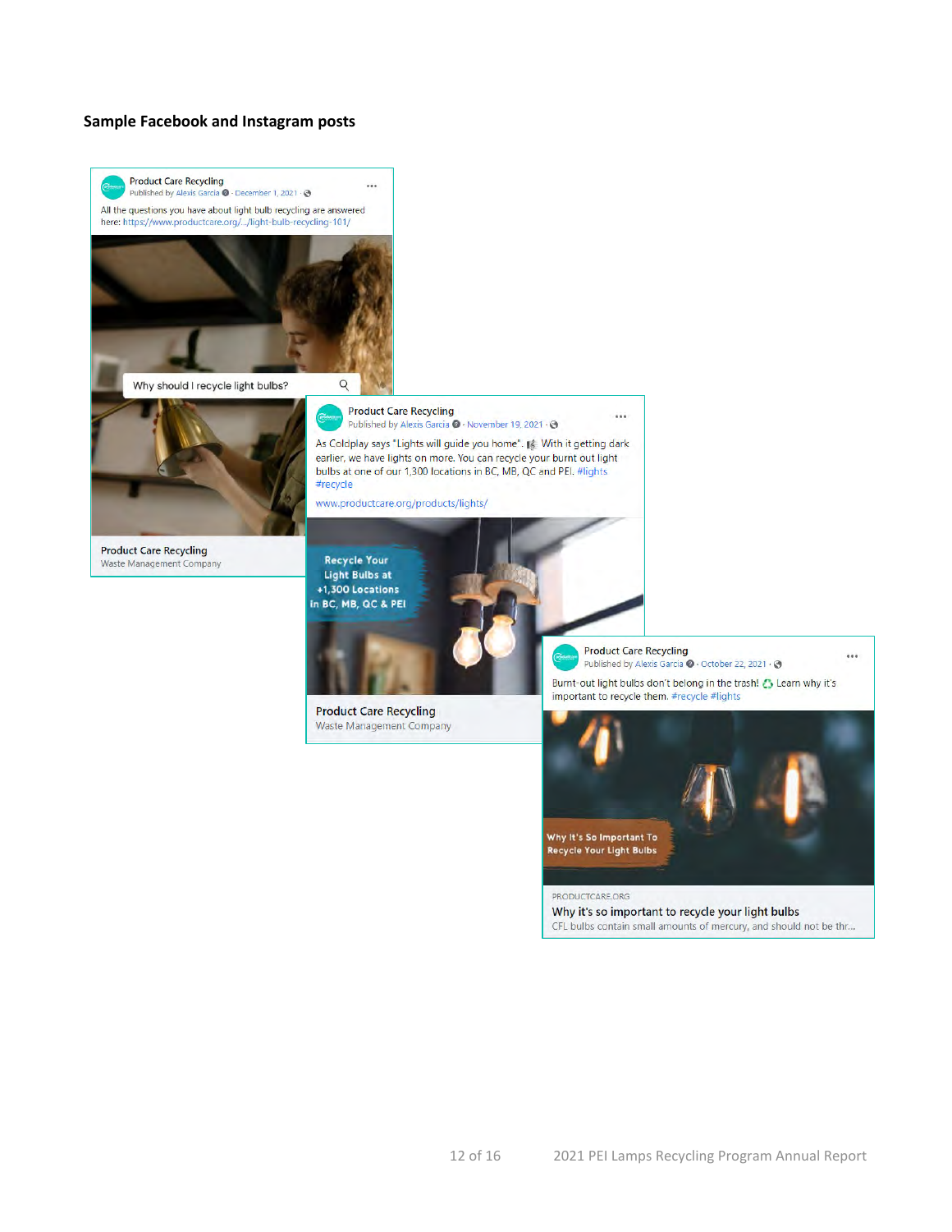**Sample Facebook and Instagram posts**

Product Care Recycling
Published by Alexis Garcia · December 1, 2021

All the questions you have about light bulb recycling are answered here: https://www.productcare.org/.../light-bulb-recycling-101/

Why should I recycle light bulbs?

Product Care Recycling
Waste Management Company

Product Care Recycling
Published by Alexis Garcia · November 19, 2021

As Coldplay says "Lights will guide you home". With it getting dark earlier, we have lights on more. You can recycle your burnt out light bulbs at one of our 1,300 locations in BC, MB, QC and PEI. #lights #recycle

www.productcare.org/products/lights/

Recycle Your Light Bulbs at +1,300 Locations in BC, MB, QC & PEI

Product Care Recycling
Waste Management Company

Product Care Recycling
Published by Alexis Garcia · October 22, 2021

Burnt-out light bulbs don't belong in the trash! Learn why it's important to recycle them. #recycle #lights

Why It's So Important To Recycle Your Light Bulbs

PRODUCTCARE.ORG
Why it's so important to recycle your light bulbs
CFL bulbs contain small amounts of mercury, and should not be thr...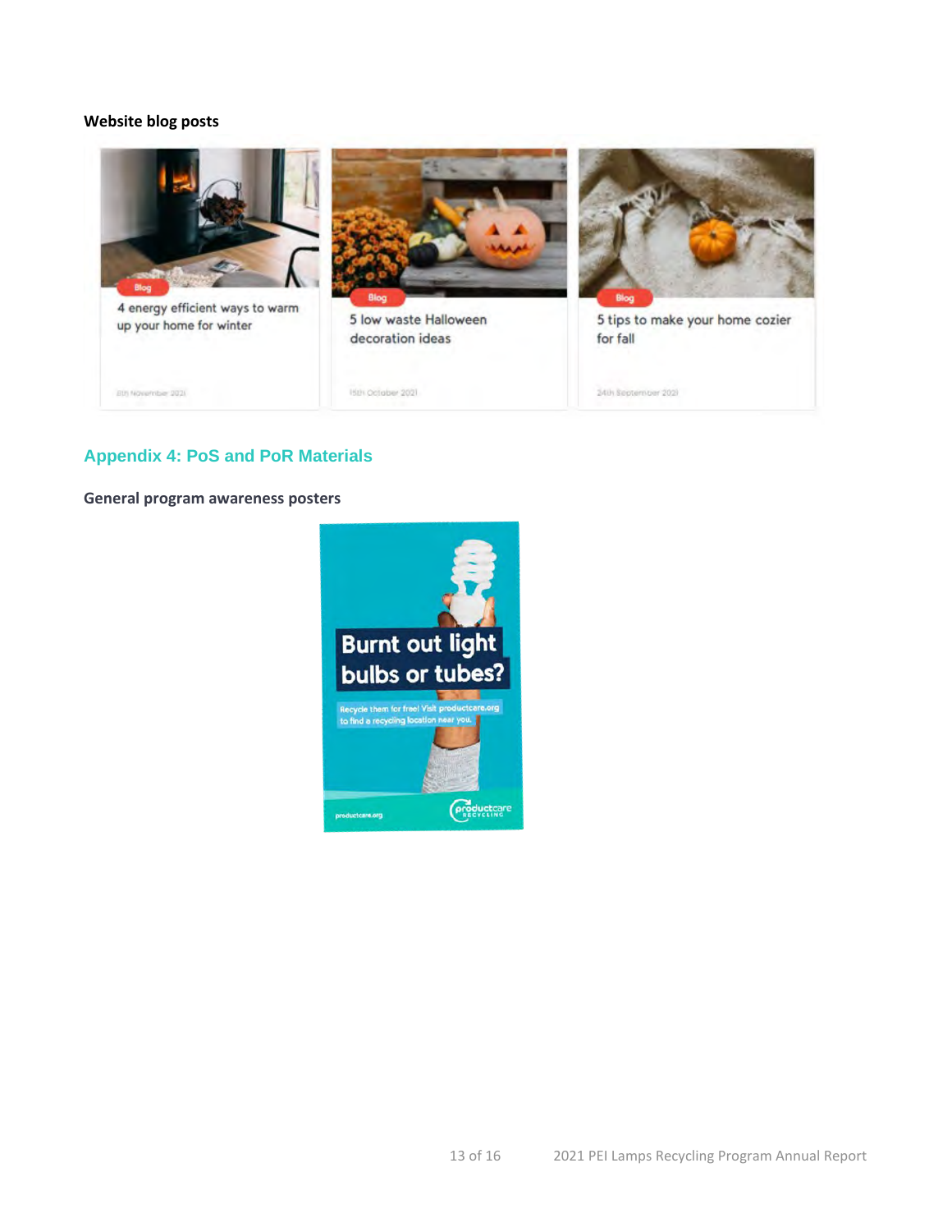**Website blog posts**

Blog
4 energy efficient ways to warm up your home for winter
8th November 2021

Blog
5 low waste Halloween decoration ideas
15th October 2021

Blog
5 tips to make your home cozier for fall
24th September 2021

## Appendix 4: PoS and PoR Materials

**General program awareness posters**

Burnt out light bulbs or tubes?

Recycle them for free! Visit productcare.org to find a recycling location near you.

productcare.org

productcare RECYCLING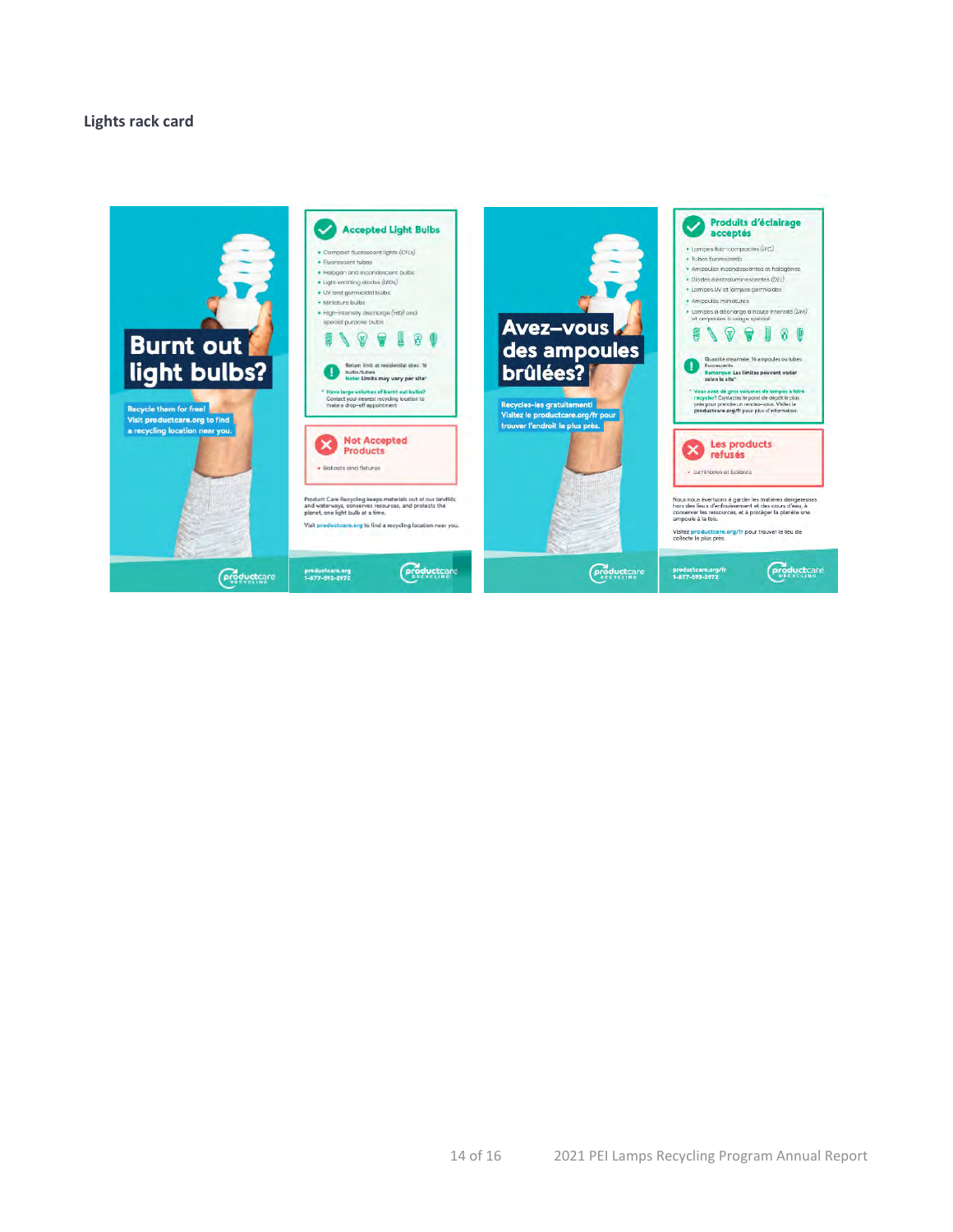**Lights rack card**

Burnt out light bulbs?

Recycle them for free! Visit productcare.org to find a recycling location near you.

Accepted Light Bulbs

- Compact fluorescent lights (CFLs)
- Fluorescent tubes
- Halogen and incandescent bulbs
- Light emitting diodes (LEDs)
- UV and germicidal bulbs
- Miniature bulbs
- High-intensity discharge (HID) and special purpose bulbs

Return limit at residential sites: 16 bulbs/tubes
Note: Limits may vary per site*

* Have large volumes of burnt out bulbs? Contact your nearest recycling location to make a drop-off appointment

Not Accepted Products

- Ballasts and fixtures

Product Care Recycling keeps materials out of our landfills and waterways, conserves resources, and protects the planet, one light bulb at a time.

Visit productcare.org to find a recycling location near you.

productcare.org
1-877-592-2972

Avez-vous des ampoules brûlées?

Recyclez-les gratuitement! Visitez le productcare.org/fr pour trouver l'endroit le plus près.

Produits d'éclairage acceptés

- Lampes fluo-compactes (LFC)
- Tubes fluorescents
- Ampoules incandescentes et halogènes
- Diodes électroluminescentes (DEL)
- Lampes UV et lampes germicides
- Ampoules miniatures
- Lampes à décharge à haute intensité (DHI) et ampoules à usage spécial

Quantité maximale: 16 ampoules ou tubes fluorescents
Remarque: Les limites peuvent varier selon le site*

* Vous avez de gros volumes de lampes à faire recycler? Contactez le point de dépôt le plus près pour prendre un rendez-vous. Visitez le productcare.org/fr pour plus d'information.

Les products refusés

- Luminaires et ballasts

Nous nous évertuons à garder les matières dangereuses hors des lieux d'enfouissement et des cours d'eau, à conserver les ressources, et à protéger la planète une ampoule à la fois.

Visitez productcare.org/fr pour trouver le lieu de collecte le plus près.

productcare.org/fr
1-877-592-2972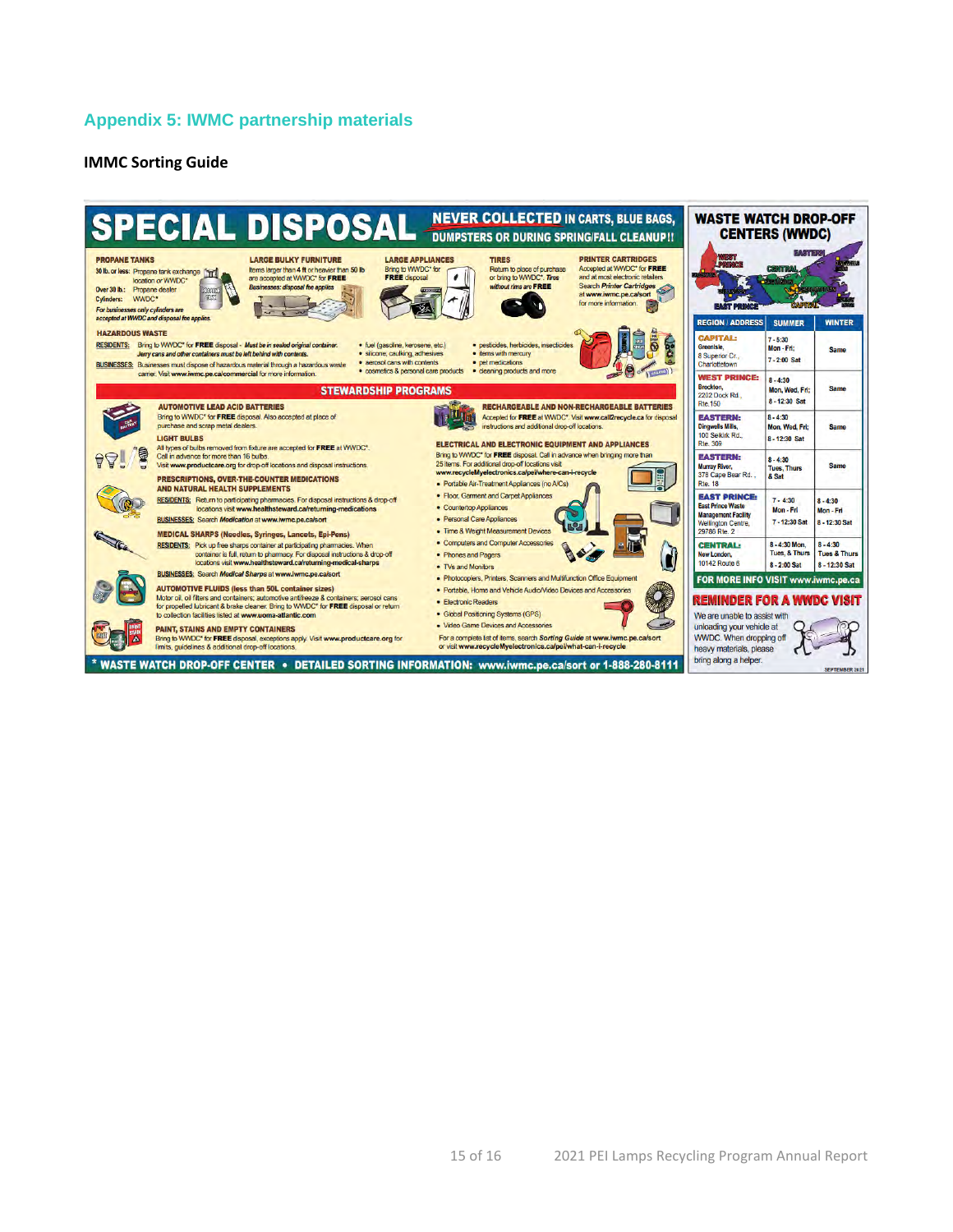## Appendix 5: IWMC partnership materials

**IMMC Sorting Guide**

# SPECIAL DISPOSAL

**NEVER COLLECTED IN CARTS, BLUE BAGS, DUMPSTERS OR DURING SPRING/FALL CLEANUP!!**

**PROPANE TANKS**

30 lb. or less: Propane tank exchange location or WWDC*

Over 30 lb.: Propane dealer

Cylinders: WWDC*

*For businesses only cylinders are accepted at WWDC and disposal fee applies.*

**LARGE BULKY FURNITURE**

Items larger than 4 ft or heavier than 50 lb are accepted at WWDC* for **FREE**

*Businesses: disposal fee applies*

**LARGE APPLIANCES**

Bring to WWDC* for **FREE** disposal

**TIRES**

Return to place of purchase or bring to WWDC*. *Tires without rims are* **FREE**

**PRINTER CARTRIDGES**

Accepted at WWDC* for **FREE** and at most electronic retailers. Search *Printer Cartridges* at www.iwmc.pe.ca/sort for more information.

**HAZARDOUS WASTE**

RESIDENTS: Bring to WWDC* for **FREE** disposal - *Must be in sealed original container. Jerry cans and other containers must be left behind with contents.*

BUSINESSES: Businesses must dispose of hazardous material through a hazardous waste carrier. Visit www.iwmc.pe.ca/commercial for more information.

- fuel (gasoline, kerosene, etc.)
- silicone, caulking, adhesives
- aerosol cans with contents
- cosmetics & personal care products
- pesticides, herbicides, insecticides
- items with mercury
- pet medications
- cleaning products and more

### STEWARDSHIP PROGRAMS

**AUTOMOTIVE LEAD ACID BATTERIES**

Bring to WWDC* for **FREE** disposal. Also accepted at place of purchase and scrap metal dealers.

**LIGHT BULBS**

All types of bulbs removed from fixture are accepted for **FREE** at WWDC*. Call in advance for more than 16 bulbs. Visit www.productcare.org for drop-off locations and disposal instructions.

**PRESCRIPTIONS, OVER-THE-COUNTER MEDICATIONS AND NATURAL HEALTH SUPPLEMENTS**

RESIDENTS: Return to participating pharmacies. For disposal instructions & drop-off locations visit www.healthsteward.ca/returning-medications

BUSINESSES: Search *Medication* at www.iwmc.pe.ca/sort

**MEDICAL SHARPS (Needles, Syringes, Lancets, Epi-Pens)**

RESIDENTS: Pick up free sharps container at participating pharmacies. When container is full, return to pharmacy. For disposal instructions & drop-off locations visit www.healthsteward.ca/returning-medical-sharps

BUSINESSES: Search *Medical Sharps* at www.iwmc.pe.ca/sort

**AUTOMOTIVE FLUIDS (less than 50L container sizes)**

Motor oil, oil filters and containers; automotive antifreeze & containers; aerosol cans for propelled lubricant & brake cleaner. Bring to WWDC* for **FREE** disposal or return to collection facilities listed at www.uoma-atlantic.com

**PAINT, STAINS AND EMPTY CONTAINERS**

Bring to WWDC* for **FREE** disposal, exceptions apply. Visit www.productcare.org for limits, guidelines & additional drop-off locations.

**RECHARGEABLE AND NON-RECHARGEABLE BATTERIES**

Accepted for **FREE** at WWDC*. Visit www.call2recycle.ca for disposal instructions and additional drop-off locations.

**ELECTRICAL AND ELECTRONIC EQUIPMENT AND APPLIANCES**

Bring to WWDC* for **FREE** disposal. Call in advance when bringing more than 25 items. For additional drop-off locations visit www.recycleMyelectronics.ca/pei/where-can-i-recycle

- Portable Air-Treatment Appliances (no A/Cs)
- Floor, Garment and Carpet Appliances
- Countertop Appliances
- Personal Care Appliances
- Time & Weight Measurement Devices
- Computers and Computer Accessories
- Phones and Pagers
- TVs and Monitors
- Photocopiers, Printers, Scanners and Multifunction Office Equipment
- Portable, Home and Vehicle Audio/Video Devices and Accessories
- Electronic Readers
- Global Positioning Systems (GPS)
- Video Game Devices and Accessories

For a complete list of items, search *Sorting Guide* at www.iwmc.pe.ca/sort or visit www.recycleMyelectronics.ca/pei/what-can-i-recycle

**\* WASTE WATCH DROP-OFF CENTER • DETAILED SORTING INFORMATION: www.iwmc.pe.ca/sort or 1-888-280-8111**

## WASTE WATCH DROP-OFF CENTERS (WWDC)

| REGION / ADDRESS | SUMMER | WINTER |
|---|---|---|
| **CAPITAL:** Greenisle, 8 Superior Cr., Charlottetown | 7 - 5:30 Mon - Fri; 7 - 2:00 Sat | Same |
| **WEST PRINCE:** Brockton, 2202 Dock Rd., Rte. 150 | 8 - 4:30 Mon, Wed, Fri; 8 - 12:30 Sat | Same |
| **EASTERN:** Dingwells Mills, 100 Selkirk Rd., Rte. 309 | 8 - 4:30 Mon, Wed, Fri; 8 - 12:30 Sat | Same |
| **EASTERN:** Murray River, 378 Cape Bear Rd., Rte. 18 | 8 - 4:30 Tues, Thurs & Sat | Same |
| **EAST PRINCE:** East Prince Waste Management Facility Wellington Centre, 29786 Rte. 2 | 7 - 4:30 Mon - Fri; 7 - 12:30 Sat | 8 - 4:30 Mon - Fri; 8 - 12:30 Sat |
| **CENTRAL:** New London, 10142 Route 6 | 8 - 4:30 Mon, Tues, & Thurs; 8 - 2:00 Sat | 8 - 4:30 Tues & Thurs; 8 - 12:30 Sat |

**FOR MORE INFO VISIT www.iwmc.pe.ca**

**REMINDER FOR A WWDC VISIT**

We are unable to assist with unloading your vehicle at WWDC. When dropping off heavy materials, please bring along a helper.

SEPTEMBER 2021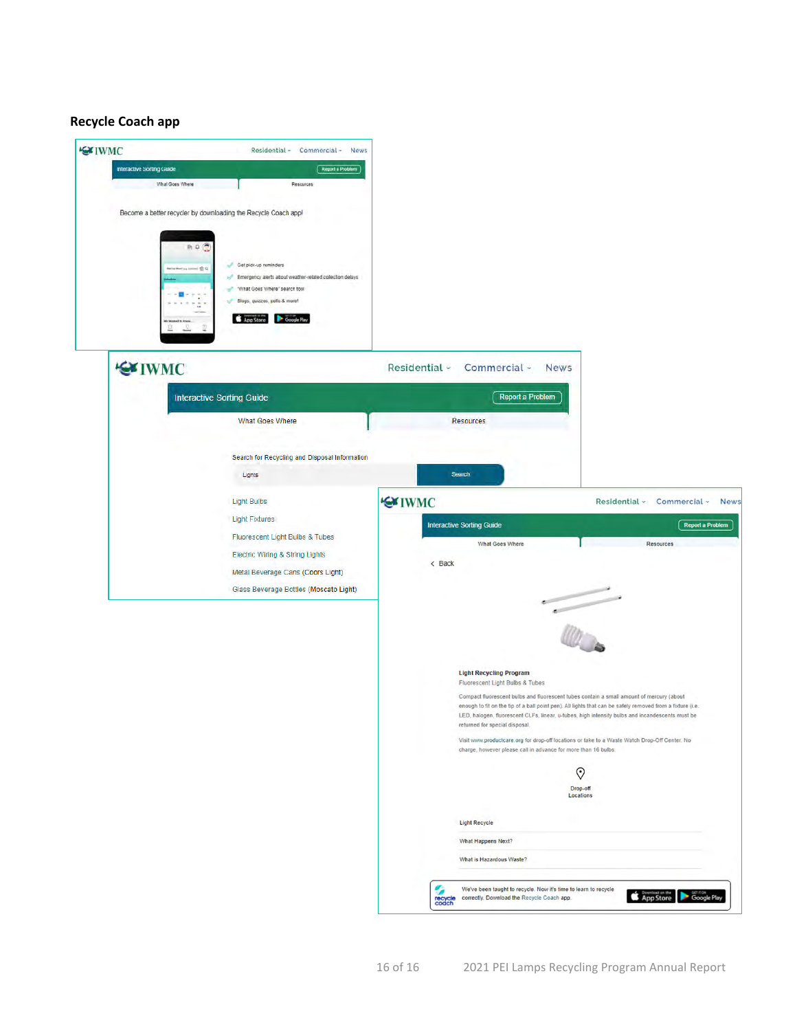**Recycle Coach app**

IWMC

Residential Commercial News

Interactive Sorting Guide

Report a Problem

What Goes Where

Resources

Become a better recycler by downloading the Recycle Coach app!

- Get pick-up reminders
- Emergency alerts about weather-related collection delays
- 'What Goes Where' search tool
- Blogs, quizzes, polls & more!

App Store Google Play

IWMC

Residential Commercial News

Interactive Sorting Guide

Report a Problem

What Goes Where

Resources

Search for Recycling and Disposal Information

Lights

Search

Light Bulbs

Light Fixtures

Fluorescent Light Bulbs & Tubes

Electric Wiring & String Lights

Metal Beverage Cans (Coors Light)

Glass Beverage Bottles (Moscato Light)

IWMC

Residential Commercial News

Interactive Sorting Guide

Report a Problem

What Goes Where

Resources

< Back

Light Recycling Program

Fluorescent Light Bulbs & Tubes

Compact fluorescent bulbs and fluorescent tubes contain a small amount of mercury (about enough to fit on the tip of a ball point pen). All lights that can be safely removed from a fixture (i.e. LED, halogen, fluorescent CLFs, linear, u-tubes, high intensity bulbs and incandescents must be returned for special disposal.

Visit www.productcare.org for drop-off locations or take to a Waste Watch Drop-Off Center. No charge, however please call in advance for more than 16 bulbs.

Drop-off Locations

Light Recycle

What Happens Next?

What is Hazardous Waste?

We've been taught to recycle. Now it's time to learn to recycle correctly. Download the Recycle Coach app.

App Store Google Play